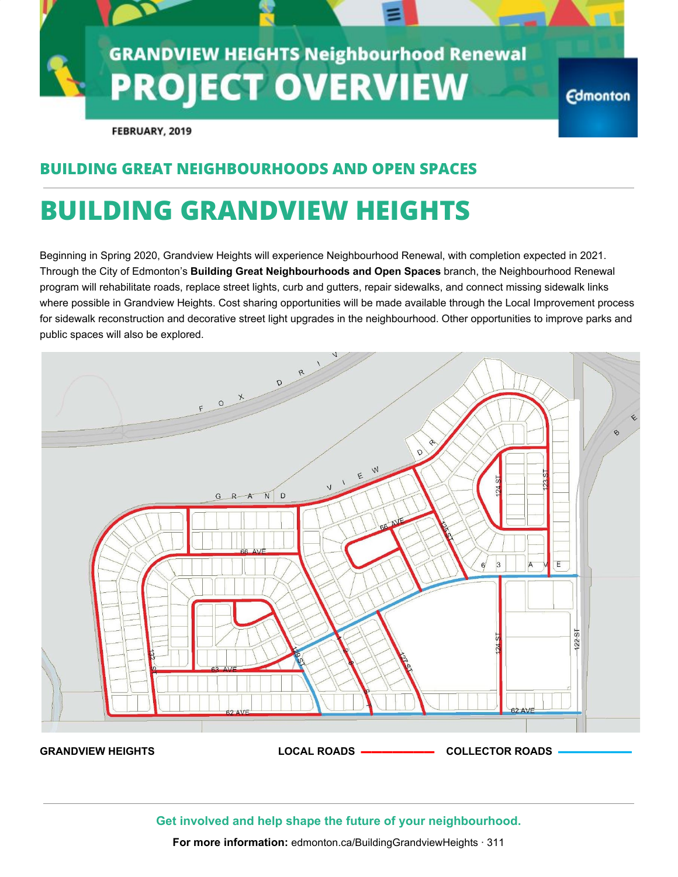**GRANDVIEW HEIGHTS Neighbourhood Renewal**

# PROJECT OVERVIEW

Edmonton

**FEBRUARY, 2019**

## BUILDING GREAT NEIGHBOURHOODS AND OPEN SPACES

# BUILDING GRANDVIEW HEIGHTS

Beginning in Spring 2020, Grandview Heights will experience Neighbourhood Renewal, with completion expected in 2021. Through the City of Edmonton's **Building Great Neighbourhoods and Open Spaces** branch, the Neighbourhood Renewal program will rehabilitate roads, replace street lights, curb and gutters, repair sidewalks, and connect missing sidewalk links where possible in Grandview Heights. Cost sharing opportunities will be made available through the Local Improvement process for sidewalk reconstruction and decorative street light upgrades in the neighbourhood. Other opportunities to improve parks and public spaces will also be explored.

**GRANDVIEW HEIGHTS** **LOCAL ROADS** **COLLECTOR ROADS**

**Get involved and help shape the future of your neighbourhood.**

**For more information:** edmonton.ca/BuildingGrandviewHeights · 311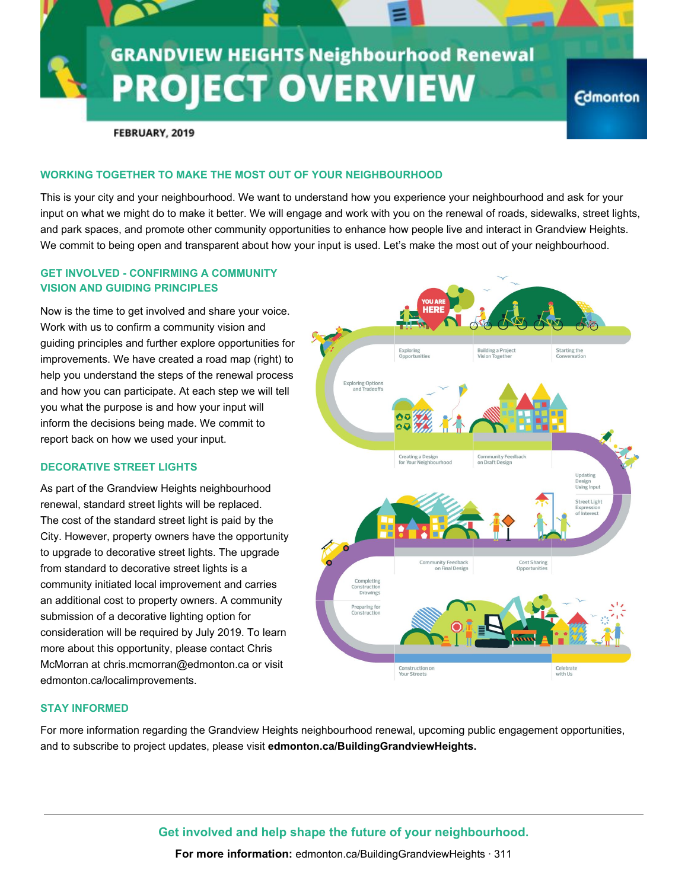# GRANDVIEW HEIGHTS Neighbourhood Renewal

# PROJECT OVERVIEW

Edmonton

FEBRUARY, 2019

## WORKING TOGETHER TO MAKE THE MOST OUT OF YOUR NEIGHBOURHOOD

This is your city and your neighbourhood. We want to understand how you experience your neighbourhood and ask for your input on what we might do to make it better. We will engage and work with you on the renewal of roads, sidewalks, street lights, and park spaces, and promote other community opportunities to enhance how people live and interact in Grandview Heights. We commit to being open and transparent about how your input is used. Let's make the most out of your neighbourhood.

## GET INVOLVED - CONFIRMING A COMMUNITY VISION AND GUIDING PRINCIPLES

Now is the time to get involved and share your voice. Work with us to confirm a community vision and guiding principles and further explore opportunities for improvements. We have created a road map (right) to help you understand the steps of the renewal process and how you can participate. At each step we will tell you what the purpose is and how your input will inform the decisions being made. We commit to report back on how we used your input.

YOU ARE HERE

Starting the Conversation

Building a Project Vision Together

Exploring Opportunities

Exploring Options and Tradeoffs

Creating a Design for Your Neighbourhood

Community Feedback on Draft Design

Updating Design Using Input

Street Light Expression of Interest

Cost Sharing Opportunities

Community Feedback on Final Design

Completing Construction Drawings

Preparing for Construction

Construction on Your Streets

Celebrate with Us

## DECORATIVE STREET LIGHTS

As part of the Grandview Heights neighbourhood renewal, standard street lights will be replaced. The cost of the standard street light is paid by the City. However, property owners have the opportunity to upgrade to decorative street lights. The upgrade from standard to decorative street lights is a community initiated local improvement and carries an additional cost to property owners. A community submission of a decorative lighting option for consideration will be required by July 2019. To learn more about this opportunity, please contact Chris McMorran at chris.mcmorran@edmonton.ca or visit edmonton.ca/localimprovements.

## STAY INFORMED

For more information regarding the Grandview Heights neighbourhood renewal, upcoming public engagement opportunities, and to subscribe to project updates, please visit **edmonton.ca/BuildingGrandviewHeights.**

---

**Get involved and help shape the future of your neighbourhood.**

**For more information:** edmonton.ca/BuildingGrandviewHeights · 311